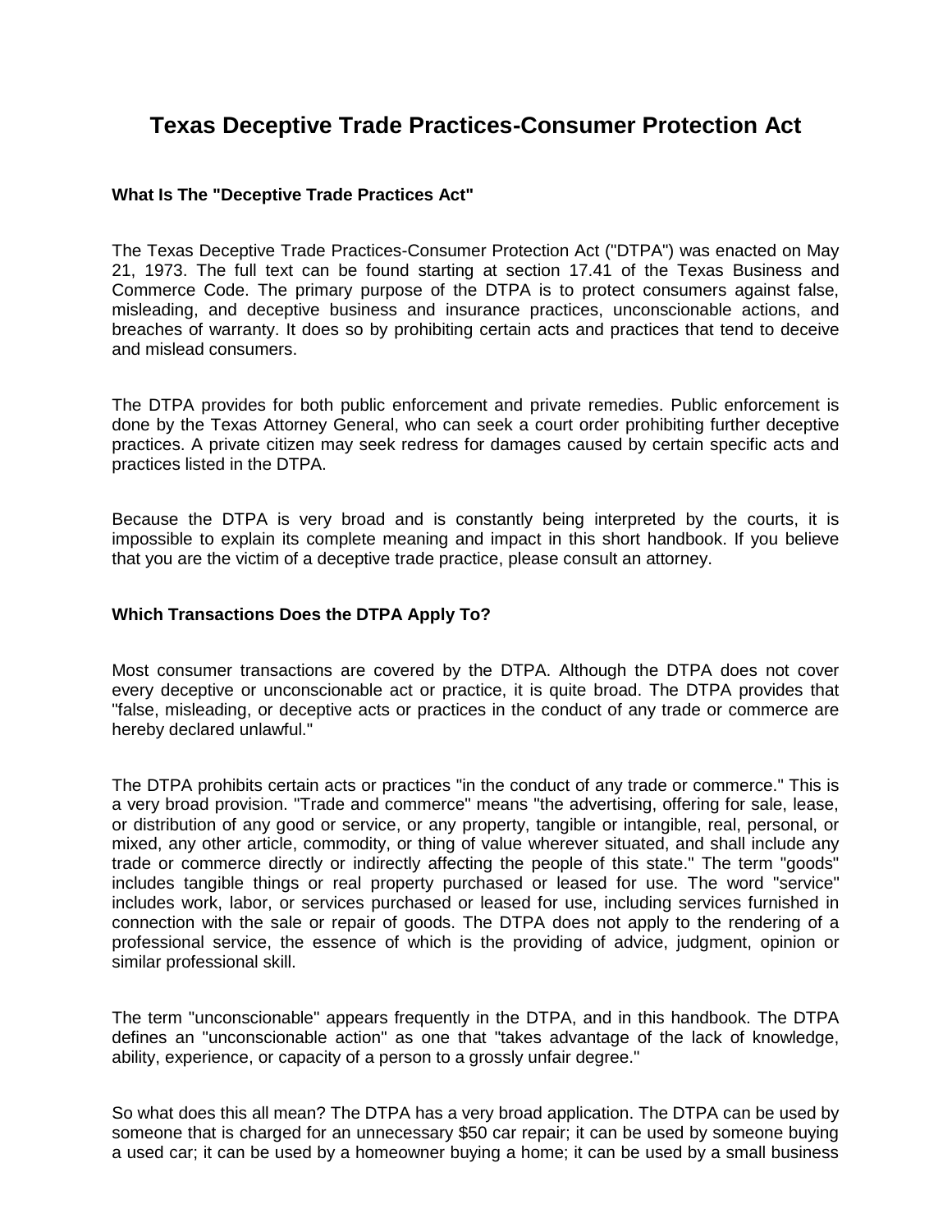# Texas Deceptive Trade Practices-Consumer Protection Act

### What Is The "Deceptive Trade Practices Act"

The Texas Deceptive Trade Practices-Consumer Protection Act ("DTPA") was enacted on May 21, 1973. The full text can be found starting at section 17.41 of the Texas Business and Commerce Code. The primary purpose of the DTPA is to protect consumers against false, misleading, and deceptive business and insurance practices, unconscionable actions, and breaches of warranty. It does so by prohibiting certain acts and practices that tend to deceive and mislead consumers.

The DTPA provides for both public enforcement and private remedies. Public enforcement is done by the Texas Attorney General, who can seek a court order prohibiting further deceptive practices. A private citizen may seek redress for damages caused by certain specific acts and practices listed in the DTPA.

Because the DTPA is very broad and is constantly being interpreted by the courts, it is impossible to explain its complete meaning and impact in this short handbook. If you believe that you are the victim of a deceptive trade practice, please consult an attorney.

### Which Transactions Does the DTPA Apply To?

Most consumer transactions are covered by the DTPA. Although the DTPA does not cover every deceptive or unconscionable act or practice, it is quite broad. The DTPA provides that "false, misleading, or deceptive acts or practices in the conduct of any trade or commerce are hereby declared unlawful."

The DTPA prohibits certain acts or practices "in the conduct of any trade or commerce." This is a very broad provision. "Trade and commerce" means "the advertising, offering for sale, lease, or distribution of any good or service, or any property, tangible or intangible, real, personal, or mixed, any other article, commodity, or thing of value wherever situated, and shall include any trade or commerce directly or indirectly affecting the people of this state." The term "goods" includes tangible things or real property purchased or leased for use. The word "service" includes work, labor, or services purchased or leased for use, including services furnished in connection with the sale or repair of goods. The DTPA does not apply to the rendering of a professional service, the essence of which is the providing of advice, judgment, opinion or similar professional skill.

The term "unconscionable" appears frequently in the DTPA, and in this handbook. The DTPA defines an "unconscionable action" as one that "takes advantage of the lack of knowledge, ability, experience, or capacity of a person to a grossly unfair degree."

So what does this all mean? The DTPA has a very broad application. The DTPA can be used by someone that is charged for an unnecessary $50 car repair; it can be used by someone buying a used car; it can be used by a homeowner buying a home; it can be used by a small business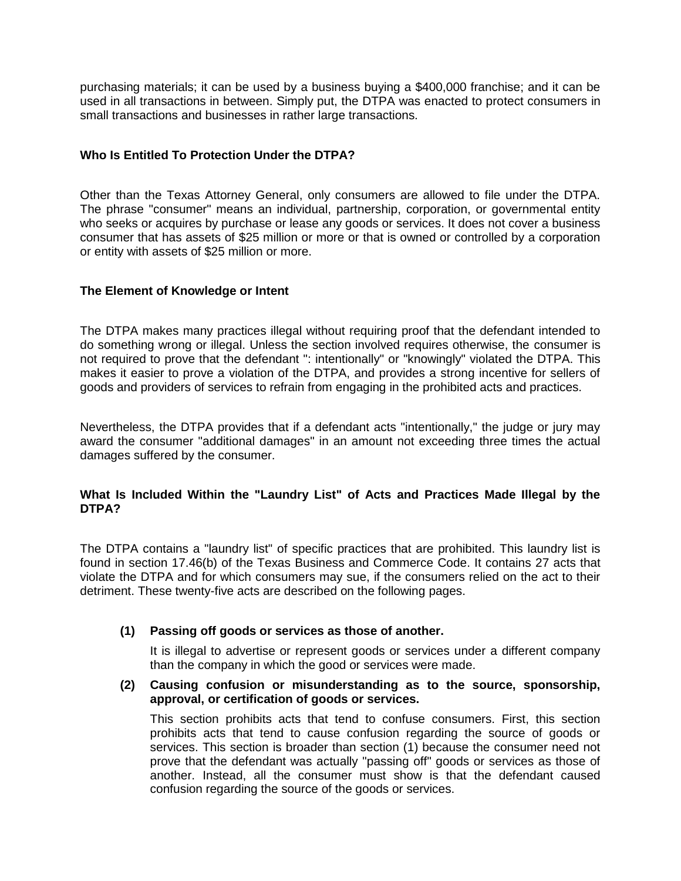purchasing materials; it can be used by a business buying a $400,000 franchise; and it can be used in all transactions in between. Simply put, the DTPA was enacted to protect consumers in small transactions and businesses in rather large transactions.

### Who Is Entitled To Protection Under the DTPA?

Other than the Texas Attorney General, only consumers are allowed to file under the DTPA. The phrase "consumer" means an individual, partnership, corporation, or governmental entity who seeks or acquires by purchase or lease any goods or services. It does not cover a business consumer that has assets of $25 million or more or that is owned or controlled by a corporation or entity with assets of $25 million or more.

### The Element of Knowledge or Intent

The DTPA makes many practices illegal without requiring proof that the defendant intended to do something wrong or illegal. Unless the section involved requires otherwise, the consumer is not required to prove that the defendant ": intentionally" or "knowingly" violated the DTPA. This makes it easier to prove a violation of the DTPA, and provides a strong incentive for sellers of goods and providers of services to refrain from engaging in the prohibited acts and practices.

Nevertheless, the DTPA provides that if a defendant acts "intentionally," the judge or jury may award the consumer "additional damages" in an amount not exceeding three times the actual damages suffered by the consumer.

### What Is Included Within the "Laundry List" of Acts and Practices Made Illegal by the DTPA?

The DTPA contains a "laundry list" of specific practices that are prohibited. This laundry list is found in section 17.46(b) of the Texas Business and Commerce Code. It contains 27 acts that violate the DTPA and for which consumers may sue, if the consumers relied on the act to their detriment. These twenty-five acts are described on the following pages.

**(1) Passing off goods or services as those of another.**

It is illegal to advertise or represent goods or services under a different company than the company in which the good or services were made.

**(2) Causing confusion or misunderstanding as to the source, sponsorship, approval, or certification of goods or services.**

This section prohibits acts that tend to confuse consumers. First, this section prohibits acts that tend to cause confusion regarding the source of goods or services. This section is broader than section (1) because the consumer need not prove that the defendant was actually "passing off" goods or services as those of another. Instead, all the consumer must show is that the defendant caused confusion regarding the source of the goods or services.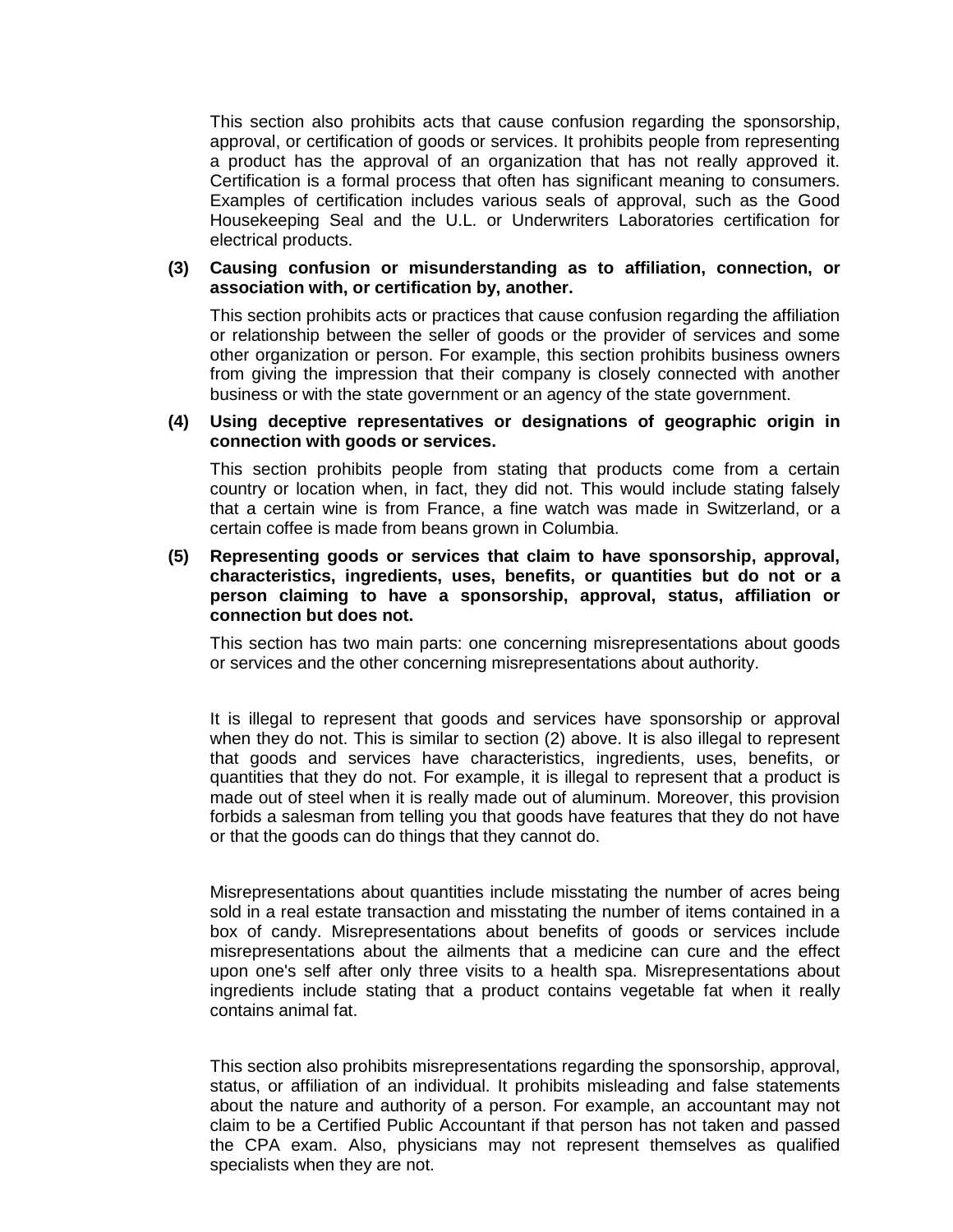This section also prohibits acts that cause confusion regarding the sponsorship, approval, or certification of goods or services. It prohibits people from representing a product has the approval of an organization that has not really approved it. Certification is a formal process that often has significant meaning to consumers. Examples of certification includes various seals of approval, such as the Good Housekeeping Seal and the U.L. or Underwriters Laboratories certification for electrical products.

**(3) Causing confusion or misunderstanding as to affiliation, connection, or association with, or certification by, another.**

This section prohibits acts or practices that cause confusion regarding the affiliation or relationship between the seller of goods or the provider of services and some other organization or person. For example, this section prohibits business owners from giving the impression that their company is closely connected with another business or with the state government or an agency of the state government.

**(4) Using deceptive representatives or designations of geographic origin in connection with goods or services.**

This section prohibits people from stating that products come from a certain country or location when, in fact, they did not. This would include stating falsely that a certain wine is from France, a fine watch was made in Switzerland, or a certain coffee is made from beans grown in Columbia.

**(5) Representing goods or services that claim to have sponsorship, approval, characteristics, ingredients, uses, benefits, or quantities but do not or a person claiming to have a sponsorship, approval, status, affiliation or connection but does not.**

This section has two main parts: one concerning misrepresentations about goods or services and the other concerning misrepresentations about authority.

It is illegal to represent that goods and services have sponsorship or approval when they do not. This is similar to section (2) above. It is also illegal to represent that goods and services have characteristics, ingredients, uses, benefits, or quantities that they do not. For example, it is illegal to represent that a product is made out of steel when it is really made out of aluminum. Moreover, this provision forbids a salesman from telling you that goods have features that they do not have or that the goods can do things that they cannot do.

Misrepresentations about quantities include misstating the number of acres being sold in a real estate transaction and misstating the number of items contained in a box of candy. Misrepresentations about benefits of goods or services include misrepresentations about the ailments that a medicine can cure and the effect upon one's self after only three visits to a health spa. Misrepresentations about ingredients include stating that a product contains vegetable fat when it really contains animal fat.

This section also prohibits misrepresentations regarding the sponsorship, approval, status, or affiliation of an individual. It prohibits misleading and false statements about the nature and authority of a person. For example, an accountant may not claim to be a Certified Public Accountant if that person has not taken and passed the CPA exam. Also, physicians may not represent themselves as qualified specialists when they are not.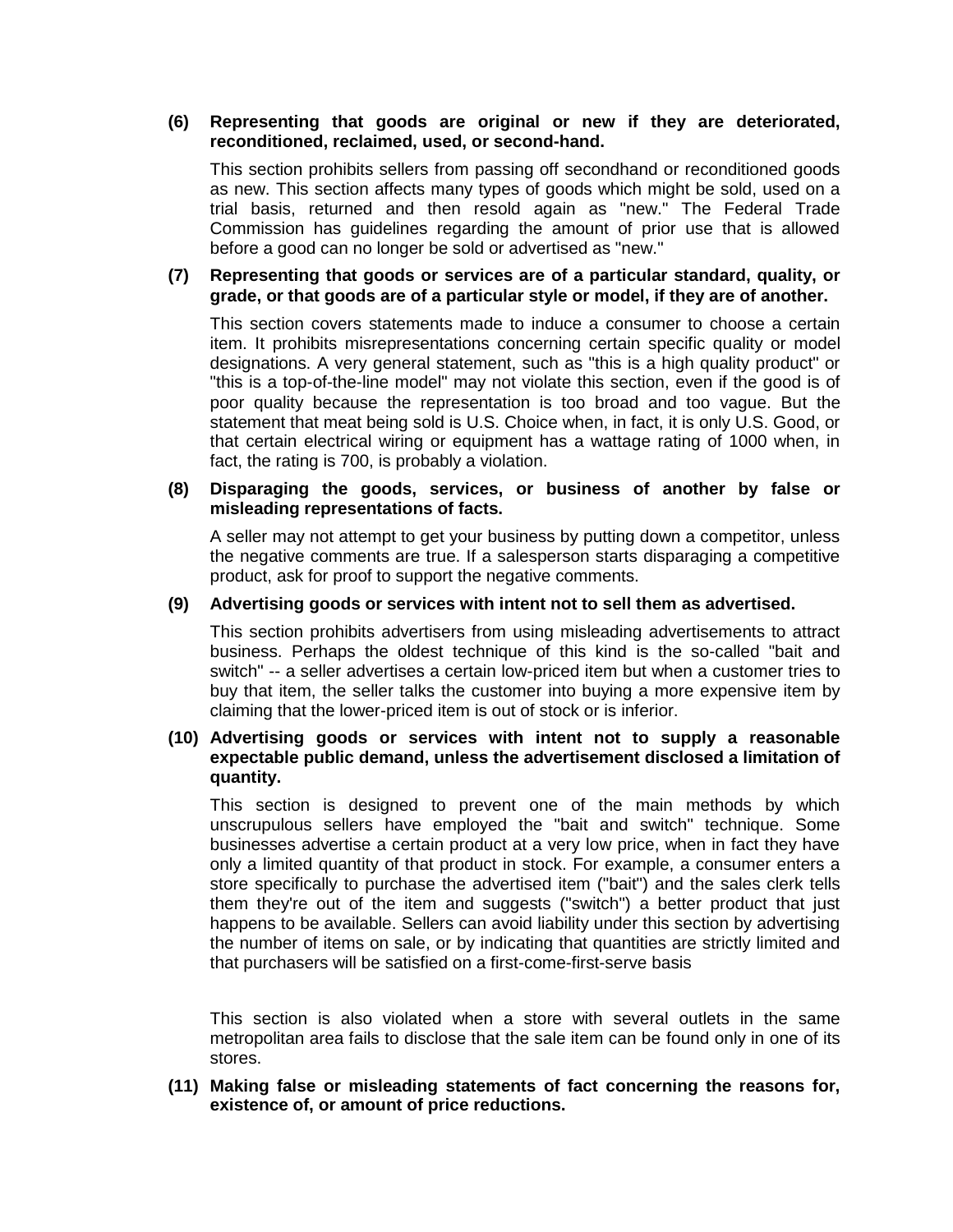**(6) Representing that goods are original or new if they are deteriorated, reconditioned, reclaimed, used, or second-hand.**

This section prohibits sellers from passing off secondhand or reconditioned goods as new. This section affects many types of goods which might be sold, used on a trial basis, returned and then resold again as "new." The Federal Trade Commission has guidelines regarding the amount of prior use that is allowed before a good can no longer be sold or advertised as "new."

**(7) Representing that goods or services are of a particular standard, quality, or grade, or that goods are of a particular style or model, if they are of another.**

This section covers statements made to induce a consumer to choose a certain item. It prohibits misrepresentations concerning certain specific quality or model designations. A very general statement, such as "this is a high quality product" or "this is a top-of-the-line model" may not violate this section, even if the good is of poor quality because the representation is too broad and too vague. But the statement that meat being sold is U.S. Choice when, in fact, it is only U.S. Good, or that certain electrical wiring or equipment has a wattage rating of 1000 when, in fact, the rating is 700, is probably a violation.

**(8) Disparaging the goods, services, or business of another by false or misleading representations of facts.**

A seller may not attempt to get your business by putting down a competitor, unless the negative comments are true. If a salesperson starts disparaging a competitive product, ask for proof to support the negative comments.

**(9) Advertising goods or services with intent not to sell them as advertised.**

This section prohibits advertisers from using misleading advertisements to attract business. Perhaps the oldest technique of this kind is the so-called "bait and switch" -- a seller advertises a certain low-priced item but when a customer tries to buy that item, the seller talks the customer into buying a more expensive item by claiming that the lower-priced item is out of stock or is inferior.

**(10) Advertising goods or services with intent not to supply a reasonable expectable public demand, unless the advertisement disclosed a limitation of quantity.**

This section is designed to prevent one of the main methods by which unscrupulous sellers have employed the "bait and switch" technique. Some businesses advertise a certain product at a very low price, when in fact they have only a limited quantity of that product in stock. For example, a consumer enters a store specifically to purchase the advertised item ("bait") and the sales clerk tells them they're out of the item and suggests ("switch") a better product that just happens to be available. Sellers can avoid liability under this section by advertising the number of items on sale, or by indicating that quantities are strictly limited and that purchasers will be satisfied on a first-come-first-serve basis

This section is also violated when a store with several outlets in the same metropolitan area fails to disclose that the sale item can be found only in one of its stores.

**(11) Making false or misleading statements of fact concerning the reasons for, existence of, or amount of price reductions.**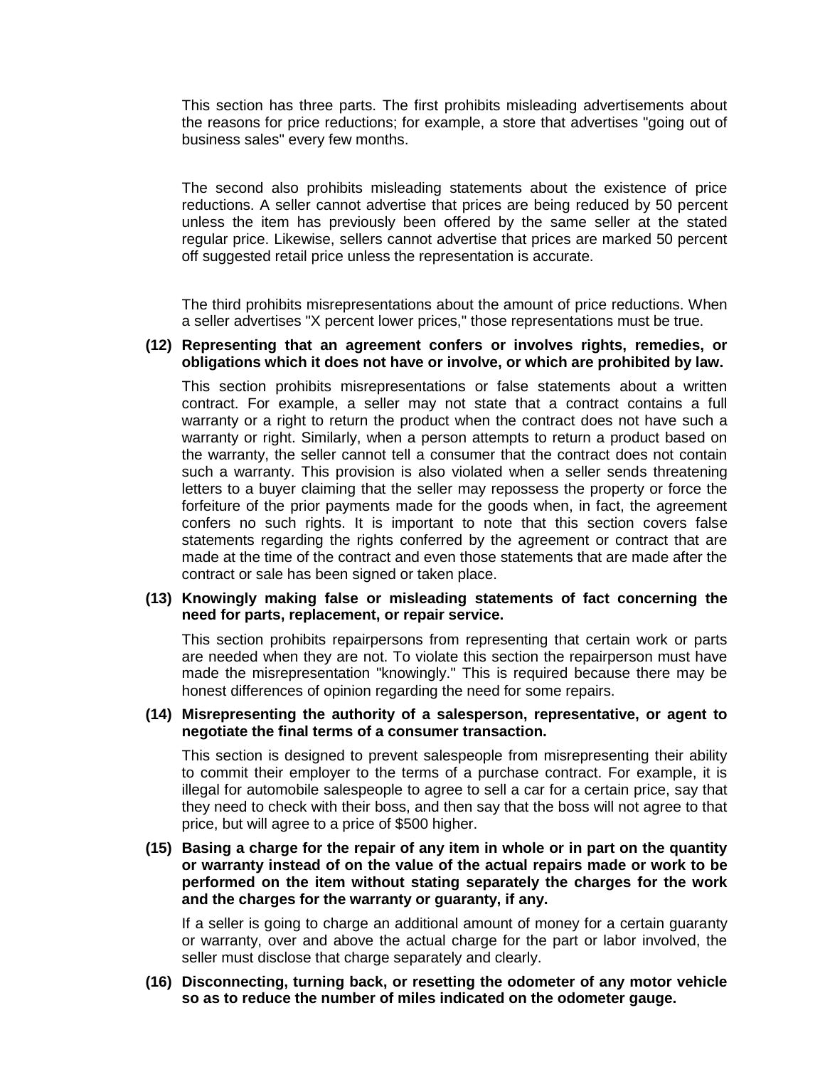This section has three parts. The first prohibits misleading advertisements about the reasons for price reductions; for example, a store that advertises "going out of business sales" every few months.

The second also prohibits misleading statements about the existence of price reductions. A seller cannot advertise that prices are being reduced by 50 percent unless the item has previously been offered by the same seller at the stated regular price. Likewise, sellers cannot advertise that prices are marked 50 percent off suggested retail price unless the representation is accurate.

The third prohibits misrepresentations about the amount of price reductions. When a seller advertises "X percent lower prices," those representations must be true.

**(12) Representing that an agreement confers or involves rights, remedies, or obligations which it does not have or involve, or which are prohibited by law.**

This section prohibits misrepresentations or false statements about a written contract. For example, a seller may not state that a contract contains a full warranty or a right to return the product when the contract does not have such a warranty or right. Similarly, when a person attempts to return a product based on the warranty, the seller cannot tell a consumer that the contract does not contain such a warranty. This provision is also violated when a seller sends threatening letters to a buyer claiming that the seller may repossess the property or force the forfeiture of the prior payments made for the goods when, in fact, the agreement confers no such rights. It is important to note that this section covers false statements regarding the rights conferred by the agreement or contract that are made at the time of the contract and even those statements that are made after the contract or sale has been signed or taken place.

**(13) Knowingly making false or misleading statements of fact concerning the need for parts, replacement, or repair service.**

This section prohibits repairpersons from representing that certain work or parts are needed when they are not. To violate this section the repairperson must have made the misrepresentation "knowingly." This is required because there may be honest differences of opinion regarding the need for some repairs.

**(14) Misrepresenting the authority of a salesperson, representative, or agent to negotiate the final terms of a consumer transaction.**

This section is designed to prevent salespeople from misrepresenting their ability to commit their employer to the terms of a purchase contract. For example, it is illegal for automobile salespeople to agree to sell a car for a certain price, say that they need to check with their boss, and then say that the boss will not agree to that price, but will agree to a price of $500 higher.

**(15) Basing a charge for the repair of any item in whole or in part on the quantity or warranty instead of on the value of the actual repairs made or work to be performed on the item without stating separately the charges for the work and the charges for the warranty or guaranty, if any.**

If a seller is going to charge an additional amount of money for a certain guaranty or warranty, over and above the actual charge for the part or labor involved, the seller must disclose that charge separately and clearly.

**(16) Disconnecting, turning back, or resetting the odometer of any motor vehicle so as to reduce the number of miles indicated on the odometer gauge.**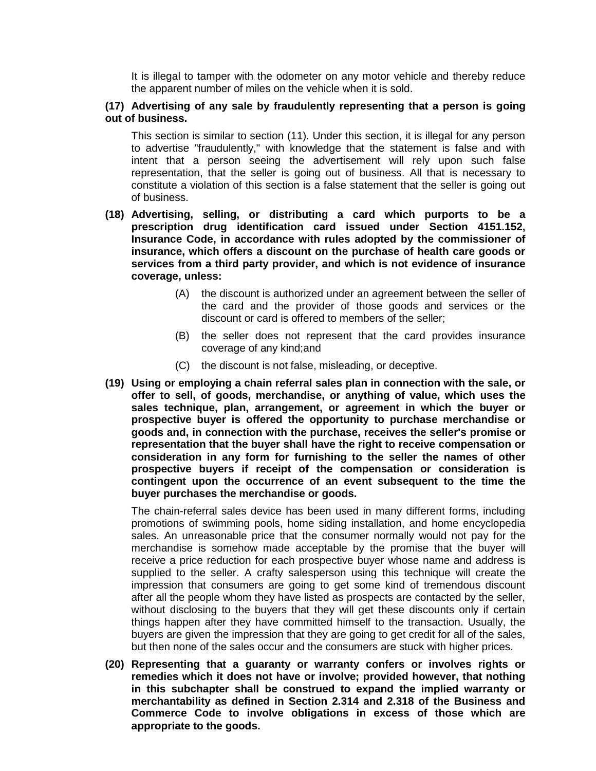It is illegal to tamper with the odometer on any motor vehicle and thereby reduce the apparent number of miles on the vehicle when it is sold.

**(17) Advertising of any sale by fraudulently representing that a person is going out of business.**

This section is similar to section (11). Under this section, it is illegal for any person to advertise "fraudulently," with knowledge that the statement is false and with intent that a person seeing the advertisement will rely upon such false representation, that the seller is going out of business. All that is necessary to constitute a violation of this section is a false statement that the seller is going out of business.

**(18) Advertising, selling, or distributing a card which purports to be a prescription drug identification card issued under Section 4151.152, Insurance Code, in accordance with rules adopted by the commissioner of insurance, which offers a discount on the purchase of health care goods or services from a third party provider, and which is not evidence of insurance coverage, unless:**

(A) the discount is authorized under an agreement between the seller of the card and the provider of those goods and services or the discount or card is offered to members of the seller;

(B) the seller does not represent that the card provides insurance coverage of any kind;and

(C) the discount is not false, misleading, or deceptive.

**(19) Using or employing a chain referral sales plan in connection with the sale, or offer to sell, of goods, merchandise, or anything of value, which uses the sales technique, plan, arrangement, or agreement in which the buyer or prospective buyer is offered the opportunity to purchase merchandise or goods and, in connection with the purchase, receives the seller's promise or representation that the buyer shall have the right to receive compensation or consideration in any form for furnishing to the seller the names of other prospective buyers if receipt of the compensation or consideration is contingent upon the occurrence of an event subsequent to the time the buyer purchases the merchandise or goods.**

The chain-referral sales device has been used in many different forms, including promotions of swimming pools, home siding installation, and home encyclopedia sales. An unreasonable price that the consumer normally would not pay for the merchandise is somehow made acceptable by the promise that the buyer will receive a price reduction for each prospective buyer whose name and address is supplied to the seller. A crafty salesperson using this technique will create the impression that consumers are going to get some kind of tremendous discount after all the people whom they have listed as prospects are contacted by the seller, without disclosing to the buyers that they will get these discounts only if certain things happen after they have committed himself to the transaction. Usually, the buyers are given the impression that they are going to get credit for all of the sales, but then none of the sales occur and the consumers are stuck with higher prices.

**(20) Representing that a guaranty or warranty confers or involves rights or remedies which it does not have or involve; provided however, that nothing in this subchapter shall be construed to expand the implied warranty or merchantability as defined in Section 2.314 and 2.318 of the Business and Commerce Code to involve obligations in excess of those which are appropriate to the goods.**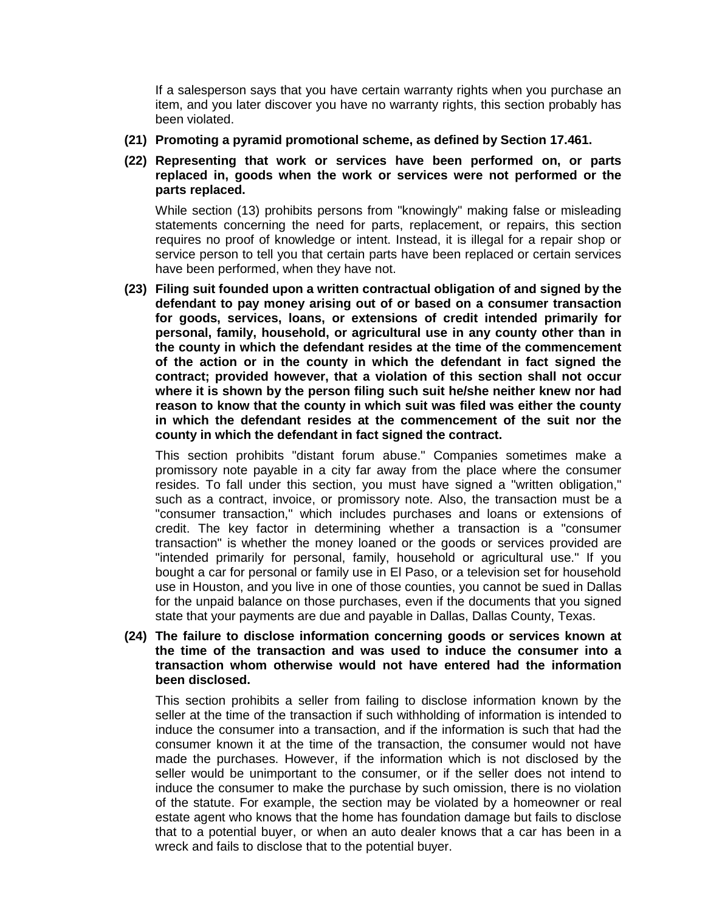If a salesperson says that you have certain warranty rights when you purchase an item, and you later discover you have no warranty rights, this section probably has been violated.

**(21) Promoting a pyramid promotional scheme, as defined by Section 17.461.**

**(22) Representing that work or services have been performed on, or parts replaced in, goods when the work or services were not performed or the parts replaced.**

While section (13) prohibits persons from "knowingly" making false or misleading statements concerning the need for parts, replacement, or repairs, this section requires no proof of knowledge or intent. Instead, it is illegal for a repair shop or service person to tell you that certain parts have been replaced or certain services have been performed, when they have not.

**(23) Filing suit founded upon a written contractual obligation of and signed by the defendant to pay money arising out of or based on a consumer transaction for goods, services, loans, or extensions of credit intended primarily for personal, family, household, or agricultural use in any county other than in the county in which the defendant resides at the time of the commencement of the action or in the county in which the defendant in fact signed the contract; provided however, that a violation of this section shall not occur where it is shown by the person filing such suit he/she neither knew nor had reason to know that the county in which suit was filed was either the county in which the defendant resides at the commencement of the suit nor the county in which the defendant in fact signed the contract.**

This section prohibits "distant forum abuse." Companies sometimes make a promissory note payable in a city far away from the place where the consumer resides. To fall under this section, you must have signed a "written obligation," such as a contract, invoice, or promissory note. Also, the transaction must be a "consumer transaction," which includes purchases and loans or extensions of credit. The key factor in determining whether a transaction is a "consumer transaction" is whether the money loaned or the goods or services provided are "intended primarily for personal, family, household or agricultural use." If you bought a car for personal or family use in El Paso, or a television set for household use in Houston, and you live in one of those counties, you cannot be sued in Dallas for the unpaid balance on those purchases, even if the documents that you signed state that your payments are due and payable in Dallas, Dallas County, Texas.

**(24) The failure to disclose information concerning goods or services known at the time of the transaction and was used to induce the consumer into a transaction whom otherwise would not have entered had the information been disclosed.**

This section prohibits a seller from failing to disclose information known by the seller at the time of the transaction if such withholding of information is intended to induce the consumer into a transaction, and if the information is such that had the consumer known it at the time of the transaction, the consumer would not have made the purchases. However, if the information which is not disclosed by the seller would be unimportant to the consumer, or if the seller does not intend to induce the consumer to make the purchase by such omission, there is no violation of the statute. For example, the section may be violated by a homeowner or real estate agent who knows that the home has foundation damage but fails to disclose that to a potential buyer, or when an auto dealer knows that a car has been in a wreck and fails to disclose that to the potential buyer.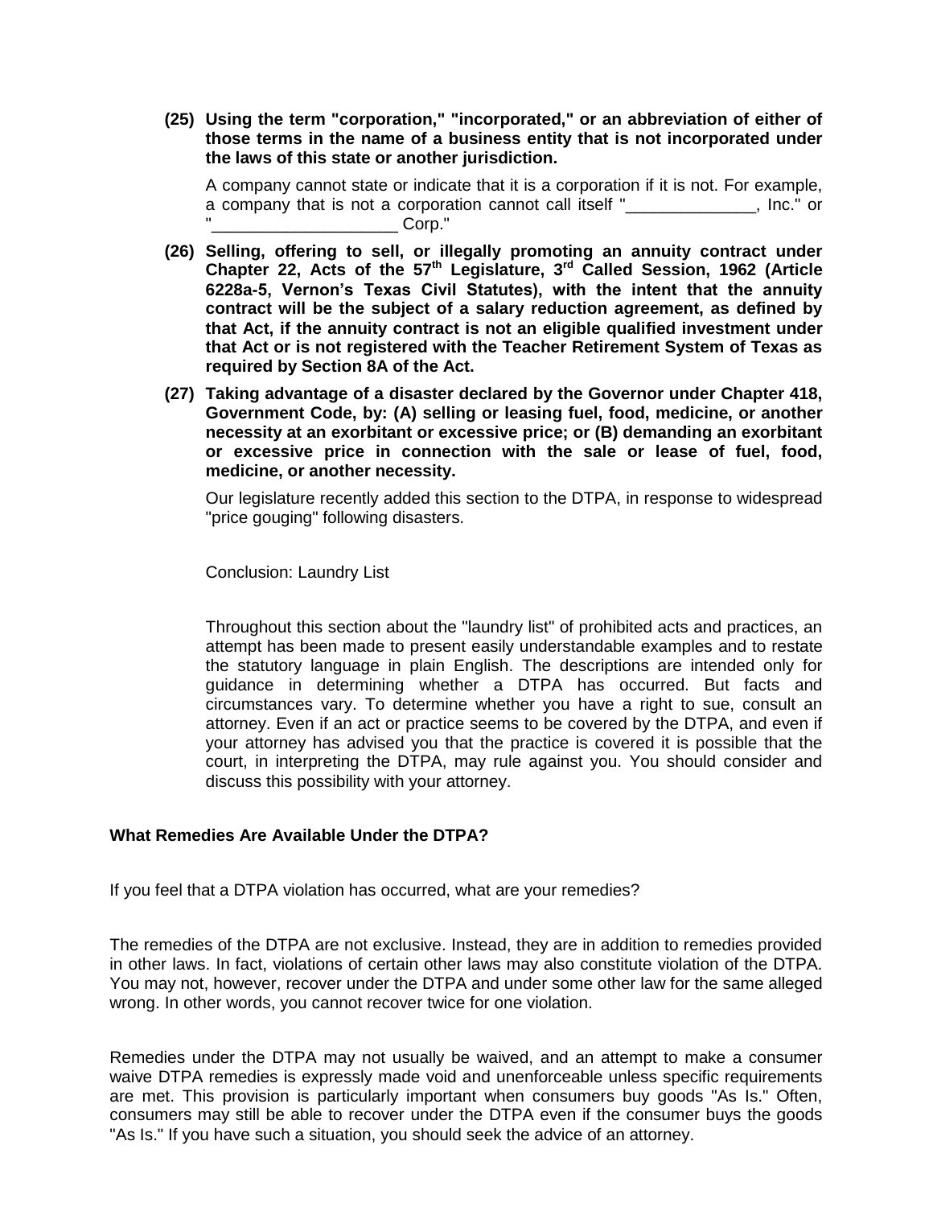**(25) Using the term "corporation," "incorporated," or an abbreviation of either of those terms in the name of a business entity that is not incorporated under the laws of this state or another jurisdiction.**

A company cannot state or indicate that it is a corporation if it is not. For example, a company that is not a corporation cannot call itself "______________, Inc." or "____________________ Corp."

**(26) Selling, offering to sell, or illegally promoting an annuity contract under Chapter 22, Acts of the 57th Legislature, 3rd Called Session, 1962 (Article 6228a-5, Vernon's Texas Civil Statutes), with the intent that the annuity contract will be the subject of a salary reduction agreement, as defined by that Act, if the annuity contract is not an eligible qualified investment under that Act or is not registered with the Teacher Retirement System of Texas as required by Section 8A of the Act.**

**(27) Taking advantage of a disaster declared by the Governor under Chapter 418, Government Code, by: (A) selling or leasing fuel, food, medicine, or another necessity at an exorbitant or excessive price; or (B) demanding an exorbitant or excessive price in connection with the sale or lease of fuel, food, medicine, or another necessity.**

Our legislature recently added this section to the DTPA, in response to widespread "price gouging" following disasters.

Conclusion: Laundry List

Throughout this section about the "laundry list" of prohibited acts and practices, an attempt has been made to present easily understandable examples and to restate the statutory language in plain English. The descriptions are intended only for guidance in determining whether a DTPA has occurred. But facts and circumstances vary. To determine whether you have a right to sue, consult an attorney. Even if an act or practice seems to be covered by the DTPA, and even if your attorney has advised you that the practice is covered it is possible that the court, in interpreting the DTPA, may rule against you. You should consider and discuss this possibility with your attorney.

**What Remedies Are Available Under the DTPA?**

If you feel that a DTPA violation has occurred, what are your remedies?

The remedies of the DTPA are not exclusive. Instead, they are in addition to remedies provided in other laws. In fact, violations of certain other laws may also constitute violation of the DTPA. You may not, however, recover under the DTPA and under some other law for the same alleged wrong. In other words, you cannot recover twice for one violation.

Remedies under the DTPA may not usually be waived, and an attempt to make a consumer waive DTPA remedies is expressly made void and unenforceable unless specific requirements are met. This provision is particularly important when consumers buy goods "As Is." Often, consumers may still be able to recover under the DTPA even if the consumer buys the goods "As Is." If you have such a situation, you should seek the advice of an attorney.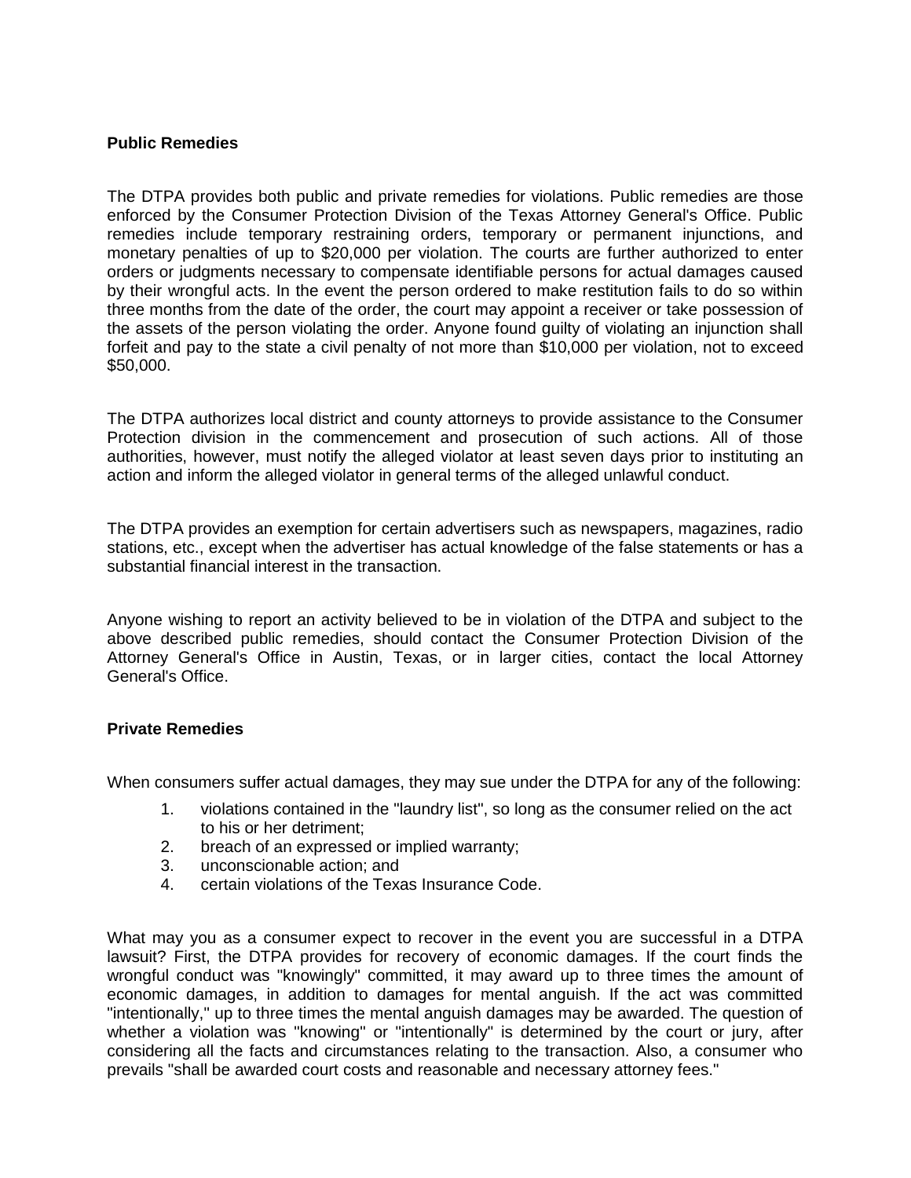**Public Remedies**

The DTPA provides both public and private remedies for violations. Public remedies are those enforced by the Consumer Protection Division of the Texas Attorney General's Office. Public remedies include temporary restraining orders, temporary or permanent injunctions, and monetary penalties of up to $20,000 per violation. The courts are further authorized to enter orders or judgments necessary to compensate identifiable persons for actual damages caused by their wrongful acts. In the event the person ordered to make restitution fails to do so within three months from the date of the order, the court may appoint a receiver or take possession of the assets of the person violating the order. Anyone found guilty of violating an injunction shall forfeit and pay to the state a civil penalty of not more than $10,000 per violation, not to exceed $50,000.

The DTPA authorizes local district and county attorneys to provide assistance to the Consumer Protection division in the commencement and prosecution of such actions. All of those authorities, however, must notify the alleged violator at least seven days prior to instituting an action and inform the alleged violator in general terms of the alleged unlawful conduct.

The DTPA provides an exemption for certain advertisers such as newspapers, magazines, radio stations, etc., except when the advertiser has actual knowledge of the false statements or has a substantial financial interest in the transaction.

Anyone wishing to report an activity believed to be in violation of the DTPA and subject to the above described public remedies, should contact the Consumer Protection Division of the Attorney General's Office in Austin, Texas, or in larger cities, contact the local Attorney General's Office.

**Private Remedies**

When consumers suffer actual damages, they may sue under the DTPA for any of the following:

1. violations contained in the "laundry list", so long as the consumer relied on the act to his or her detriment;
2. breach of an expressed or implied warranty;
3. unconscionable action; and
4. certain violations of the Texas Insurance Code.

What may you as a consumer expect to recover in the event you are successful in a DTPA lawsuit? First, the DTPA provides for recovery of economic damages. If the court finds the wrongful conduct was "knowingly" committed, it may award up to three times the amount of economic damages, in addition to damages for mental anguish. If the act was committed "intentionally," up to three times the mental anguish damages may be awarded. The question of whether a violation was "knowing" or "intentionally" is determined by the court or jury, after considering all the facts and circumstances relating to the transaction. Also, a consumer who prevails "shall be awarded court costs and reasonable and necessary attorney fees."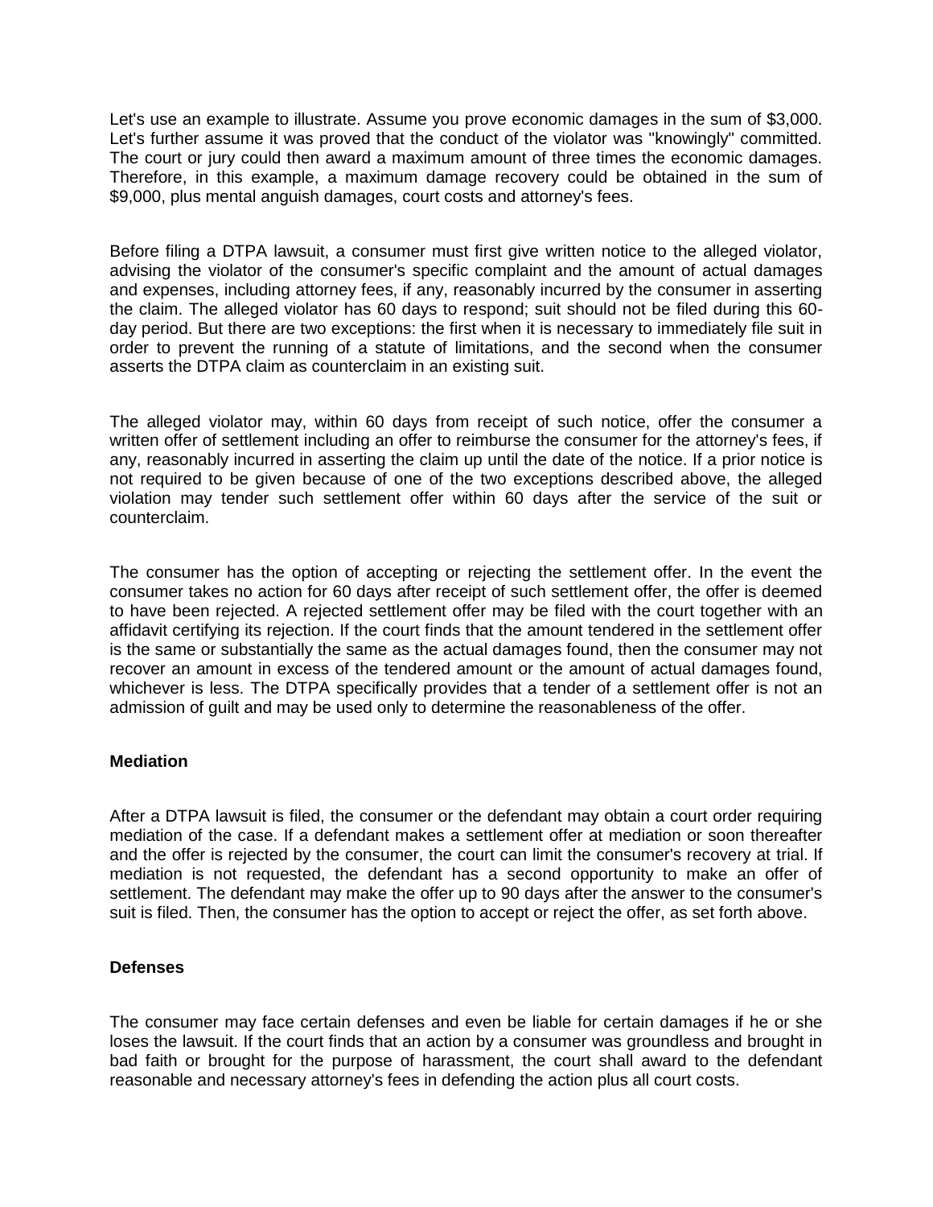Let's use an example to illustrate. Assume you prove economic damages in the sum of $3,000. Let's further assume it was proved that the conduct of the violator was "knowingly" committed. The court or jury could then award a maximum amount of three times the economic damages. Therefore, in this example, a maximum damage recovery could be obtained in the sum of $9,000, plus mental anguish damages, court costs and attorney's fees.

Before filing a DTPA lawsuit, a consumer must first give written notice to the alleged violator, advising the violator of the consumer's specific complaint and the amount of actual damages and expenses, including attorney fees, if any, reasonably incurred by the consumer in asserting the claim. The alleged violator has 60 days to respond; suit should not be filed during this 60-day period. But there are two exceptions: the first when it is necessary to immediately file suit in order to prevent the running of a statute of limitations, and the second when the consumer asserts the DTPA claim as counterclaim in an existing suit.

The alleged violator may, within 60 days from receipt of such notice, offer the consumer a written offer of settlement including an offer to reimburse the consumer for the attorney's fees, if any, reasonably incurred in asserting the claim up until the date of the notice. If a prior notice is not required to be given because of one of the two exceptions described above, the alleged violation may tender such settlement offer within 60 days after the service of the suit or counterclaim.

The consumer has the option of accepting or rejecting the settlement offer. In the event the consumer takes no action for 60 days after receipt of such settlement offer, the offer is deemed to have been rejected. A rejected settlement offer may be filed with the court together with an affidavit certifying its rejection. If the court finds that the amount tendered in the settlement offer is the same or substantially the same as the actual damages found, then the consumer may not recover an amount in excess of the tendered amount or the amount of actual damages found, whichever is less. The DTPA specifically provides that a tender of a settlement offer is not an admission of guilt and may be used only to determine the reasonableness of the offer.

**Mediation**

After a DTPA lawsuit is filed, the consumer or the defendant may obtain a court order requiring mediation of the case. If a defendant makes a settlement offer at mediation or soon thereafter and the offer is rejected by the consumer, the court can limit the consumer's recovery at trial. If mediation is not requested, the defendant has a second opportunity to make an offer of settlement. The defendant may make the offer up to 90 days after the answer to the consumer's suit is filed. Then, the consumer has the option to accept or reject the offer, as set forth above.

**Defenses**

The consumer may face certain defenses and even be liable for certain damages if he or she loses the lawsuit. If the court finds that an action by a consumer was groundless and brought in bad faith or brought for the purpose of harassment, the court shall award to the defendant reasonable and necessary attorney's fees in defending the action plus all court costs.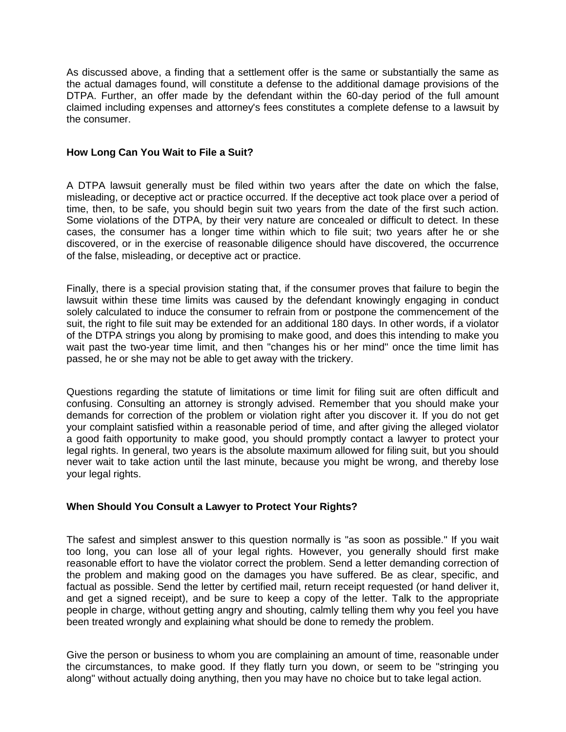As discussed above, a finding that a settlement offer is the same or substantially the same as the actual damages found, will constitute a defense to the additional damage provisions of the DTPA. Further, an offer made by the defendant within the 60-day period of the full amount claimed including expenses and attorney's fees constitutes a complete defense to a lawsuit by the consumer.

### How Long Can You Wait to File a Suit?

A DTPA lawsuit generally must be filed within two years after the date on which the false, misleading, or deceptive act or practice occurred. If the deceptive act took place over a period of time, then, to be safe, you should begin suit two years from the date of the first such action. Some violations of the DTPA, by their very nature are concealed or difficult to detect. In these cases, the consumer has a longer time within which to file suit; two years after he or she discovered, or in the exercise of reasonable diligence should have discovered, the occurrence of the false, misleading, or deceptive act or practice.

Finally, there is a special provision stating that, if the consumer proves that failure to begin the lawsuit within these time limits was caused by the defendant knowingly engaging in conduct solely calculated to induce the consumer to refrain from or postpone the commencement of the suit, the right to file suit may be extended for an additional 180 days. In other words, if a violator of the DTPA strings you along by promising to make good, and does this intending to make you wait past the two-year time limit, and then "changes his or her mind" once the time limit has passed, he or she may not be able to get away with the trickery.

Questions regarding the statute of limitations or time limit for filing suit are often difficult and confusing. Consulting an attorney is strongly advised. Remember that you should make your demands for correction of the problem or violation right after you discover it. If you do not get your complaint satisfied within a reasonable period of time, and after giving the alleged violator a good faith opportunity to make good, you should promptly contact a lawyer to protect your legal rights. In general, two years is the absolute maximum allowed for filing suit, but you should never wait to take action until the last minute, because you might be wrong, and thereby lose your legal rights.

### When Should You Consult a Lawyer to Protect Your Rights?

The safest and simplest answer to this question normally is "as soon as possible." If you wait too long, you can lose all of your legal rights. However, you generally should first make reasonable effort to have the violator correct the problem. Send a letter demanding correction of the problem and making good on the damages you have suffered. Be as clear, specific, and factual as possible. Send the letter by certified mail, return receipt requested (or hand deliver it, and get a signed receipt), and be sure to keep a copy of the letter. Talk to the appropriate people in charge, without getting angry and shouting, calmly telling them why you feel you have been treated wrongly and explaining what should be done to remedy the problem.

Give the person or business to whom you are complaining an amount of time, reasonable under the circumstances, to make good. If they flatly turn you down, or seem to be "stringing you along" without actually doing anything, then you may have no choice but to take legal action.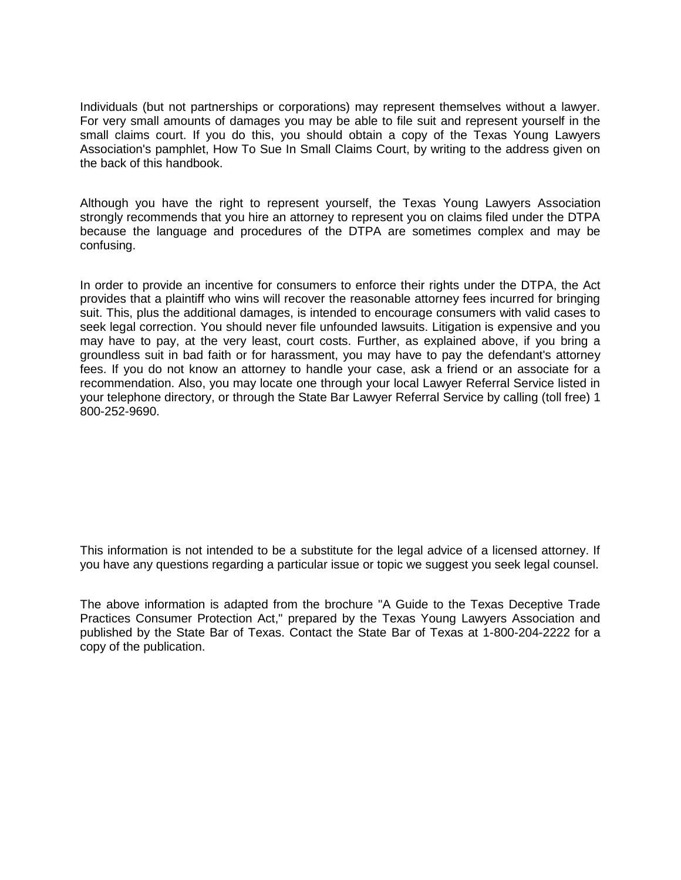Individuals (but not partnerships or corporations) may represent themselves without a lawyer. For very small amounts of damages you may be able to file suit and represent yourself in the small claims court. If you do this, you should obtain a copy of the Texas Young Lawyers Association's pamphlet, How To Sue In Small Claims Court, by writing to the address given on the back of this handbook.

Although you have the right to represent yourself, the Texas Young Lawyers Association strongly recommends that you hire an attorney to represent you on claims filed under the DTPA because the language and procedures of the DTPA are sometimes complex and may be confusing.

In order to provide an incentive for consumers to enforce their rights under the DTPA, the Act provides that a plaintiff who wins will recover the reasonable attorney fees incurred for bringing suit. This, plus the additional damages, is intended to encourage consumers with valid cases to seek legal correction. You should never file unfounded lawsuits. Litigation is expensive and you may have to pay, at the very least, court costs. Further, as explained above, if you bring a groundless suit in bad faith or for harassment, you may have to pay the defendant's attorney fees. If you do not know an attorney to handle your case, ask a friend or an associate for a recommendation. Also, you may locate one through your local Lawyer Referral Service listed in your telephone directory, or through the State Bar Lawyer Referral Service by calling (toll free) 1 800-252-9690.

This information is not intended to be a substitute for the legal advice of a licensed attorney. If you have any questions regarding a particular issue or topic we suggest you seek legal counsel.

The above information is adapted from the brochure "A Guide to the Texas Deceptive Trade Practices Consumer Protection Act," prepared by the Texas Young Lawyers Association and published by the State Bar of Texas. Contact the State Bar of Texas at 1-800-204-2222 for a copy of the publication.